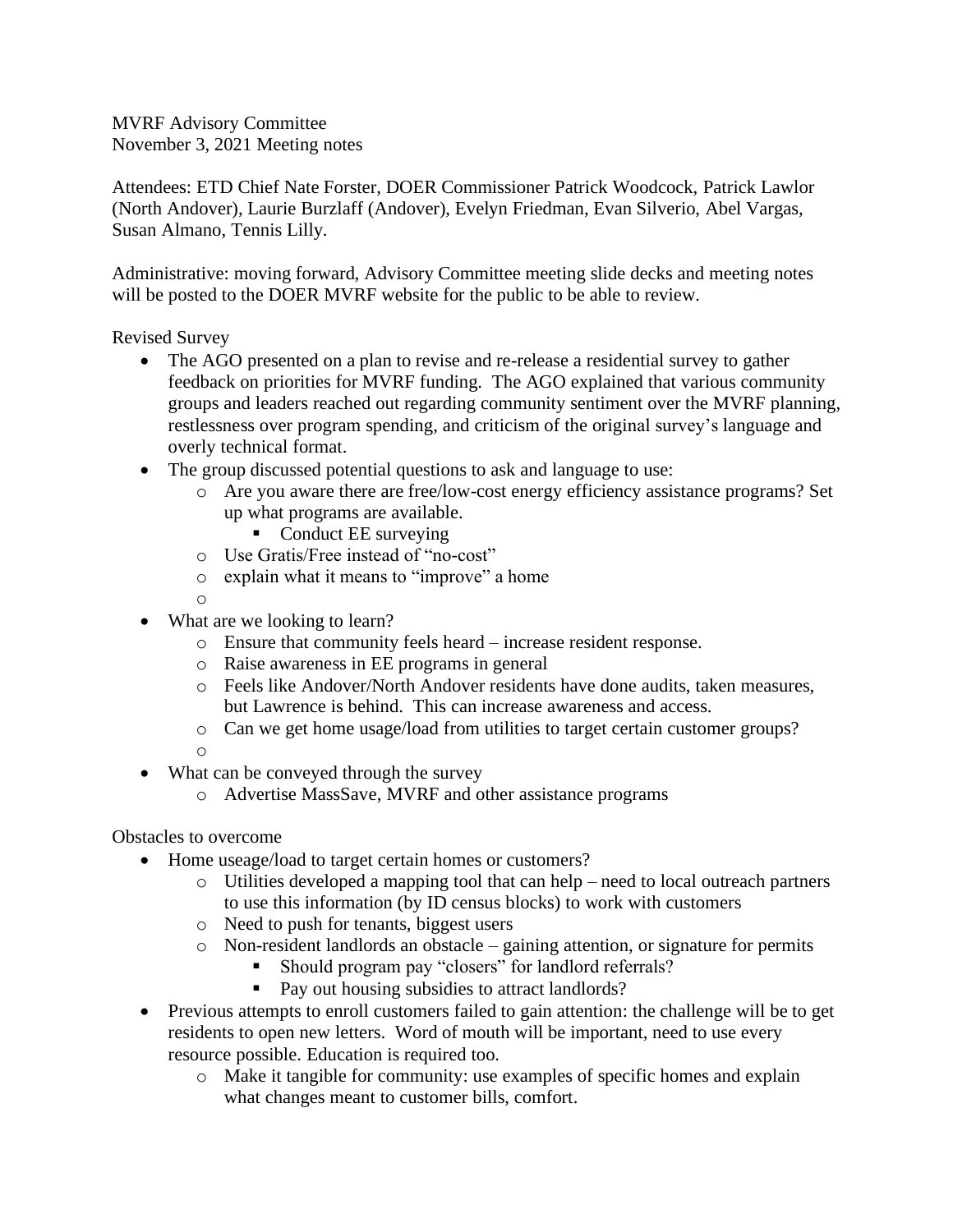MVRF Advisory Committee
November 3, 2021 Meeting notes

Attendees: ETD Chief Nate Forster, DOER Commissioner Patrick Woodcock, Patrick Lawlor (North Andover), Laurie Burzlaff (Andover), Evelyn Friedman, Evan Silverio, Abel Vargas, Susan Almano, Tennis Lilly.

Administrative: moving forward, Advisory Committee meeting slide decks and meeting notes will be posted to the DOER MVRF website for the public to be able to review.

Revised Survey

- The AGO presented on a plan to revise and re-release a residential survey to gather feedback on priorities for MVRF funding. The AGO explained that various community groups and leaders reached out regarding community sentiment over the MVRF planning, restlessness over program spending, and criticism of the original survey's language and overly technical format.
- The group discussed potential questions to ask and language to use:
  - Are you aware there are free/low-cost energy efficiency assistance programs? Set up what programs are available.
    - Conduct EE surveying
  - Use Gratis/Free instead of "no-cost"
  - explain what it means to "improve" a home
- What are we looking to learn?
  - Ensure that community feels heard – increase resident response.
  - Raise awareness in EE programs in general
  - Feels like Andover/North Andover residents have done audits, taken measures, but Lawrence is behind. This can increase awareness and access.
  - Can we get home usage/load from utilities to target certain customer groups?
- What can be conveyed through the survey
  - Advertise MassSave, MVRF and other assistance programs

Obstacles to overcome

- Home useage/load to target certain homes or customers?
  - Utilities developed a mapping tool that can help – need to local outreach partners to use this information (by ID census blocks) to work with customers
  - Need to push for tenants, biggest users
  - Non-resident landlords an obstacle – gaining attention, or signature for permits
    - Should program pay "closers" for landlord referrals?
    - Pay out housing subsidies to attract landlords?
- Previous attempts to enroll customers failed to gain attention: the challenge will be to get residents to open new letters. Word of mouth will be important, need to use every resource possible. Education is required too.
  - Make it tangible for community: use examples of specific homes and explain what changes meant to customer bills, comfort.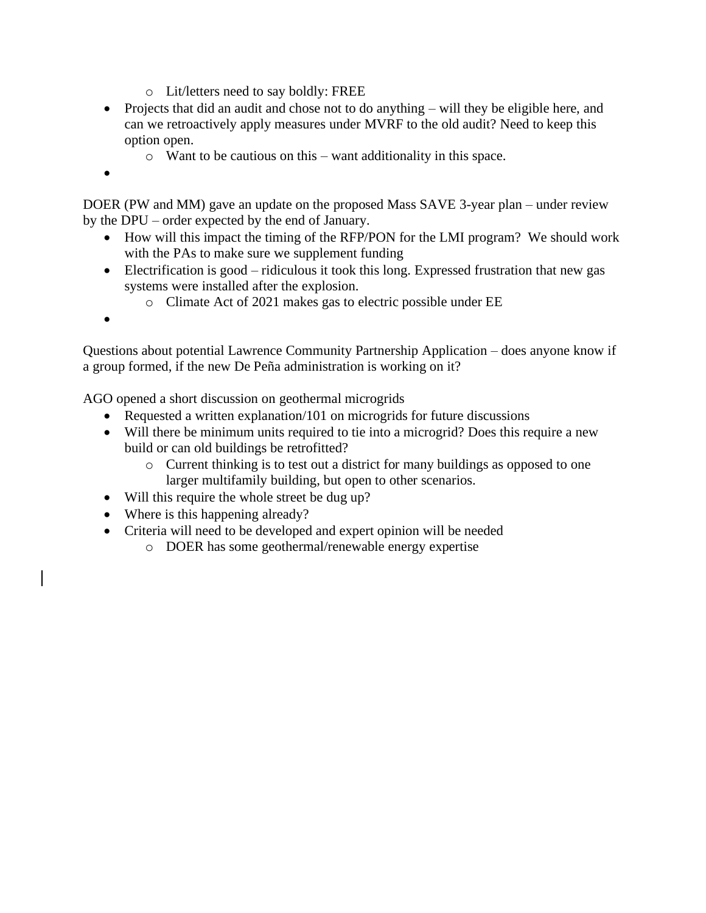- Lit/letters need to say boldly: FREE
- Projects that did an audit and chose not to do anything – will they be eligible here, and can we retroactively apply measures under MVRF to the old audit? Need to keep this option open.
    - Want to be cautious on this – want additionality in this space.
- 

DOER (PW and MM) gave an update on the proposed Mass SAVE 3-year plan – under review by the DPU – order expected by the end of January.

- How will this impact the timing of the RFP/PON for the LMI program? We should work with the PAs to make sure we supplement funding
- Electrification is good – ridiculous it took this long. Expressed frustration that new gas systems were installed after the explosion.
    - Climate Act of 2021 makes gas to electric possible under EE
- 

Questions about potential Lawrence Community Partnership Application – does anyone know if a group formed, if the new De Peña administration is working on it?

AGO opened a short discussion on geothermal microgrids

- Requested a written explanation/101 on microgrids for future discussions
- Will there be minimum units required to tie into a microgrid? Does this require a new build or can old buildings be retrofitted?
    - Current thinking is to test out a district for many buildings as opposed to one larger multifamily building, but open to other scenarios.
- Will this require the whole street be dug up?
- Where is this happening already?
- Criteria will need to be developed and expert opinion will be needed
    - DOER has some geothermal/renewable energy expertise